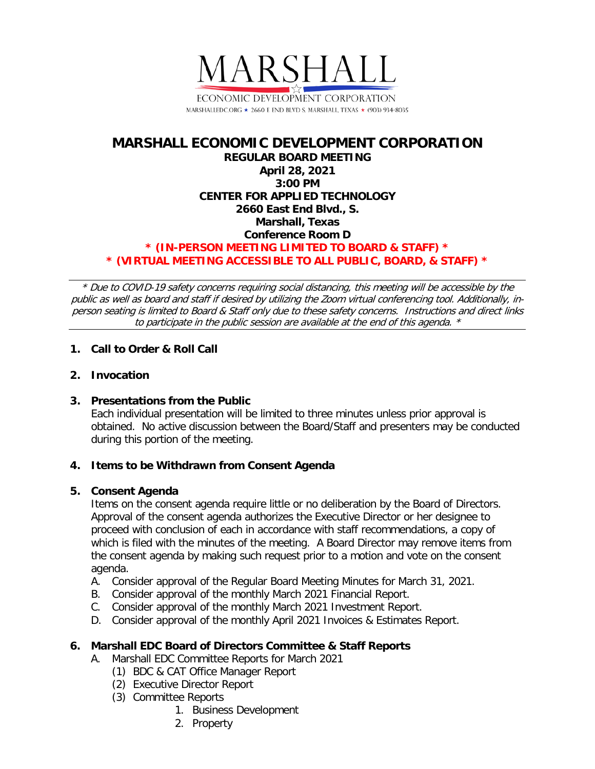MARSHALL

ECONOMIC DEVELOPMENT CORPORATION

MARSHALLEDC.ORG ★ 2660 E END BLVD S. MARSHALL, TEXAS ★ (903) 934-8035

# MARSHALL ECONOMIC DEVELOPMENT CORPORATION

**REGULAR BOARD MEETING**
**April 28, 2021**
**3:00 PM**
**CENTER FOR APPLIED TECHNOLOGY**
**2660 East End Blvd., S.**
**Marshall, Texas**
**Conference Room D**

**\* (IN-PERSON MEETING LIMITED TO BOARD & STAFF) \***
**\* (VIRTUAL MEETING ACCESSIBLE TO ALL PUBLIC, BOARD, & STAFF) \***

---

*\* Due to COVID-19 safety concerns requiring social distancing, this meeting will be accessible by the public as well as board and staff if desired by utilizing the Zoom virtual conferencing tool. Additionally, in-person seating is limited to Board & Staff only due to these safety concerns. Instructions and direct links to participate in the public session are available at the end of this agenda. \**

---

1. **Call to Order & Roll Call**

2. **Invocation**

3. **Presentations from the Public**
   Each individual presentation will be limited to three minutes unless prior approval is obtained. No active discussion between the Board/Staff and presenters may be conducted during this portion of the meeting.

4. **Items to be Withdrawn from Consent Agenda**

5. **Consent Agenda**
   Items on the consent agenda require little or no deliberation by the Board of Directors. Approval of the consent agenda authorizes the Executive Director or her designee to proceed with conclusion of each in accordance with staff recommendations, a copy of which is filed with the minutes of the meeting. A Board Director may remove items from the consent agenda by making such request prior to a motion and vote on the consent agenda.
   - A. Consider approval of the Regular Board Meeting Minutes for March 31, 2021.
   - B. Consider approval of the monthly March 2021 Financial Report.
   - C. Consider approval of the monthly March 2021 Investment Report.
   - D. Consider approval of the monthly April 2021 Invoices & Estimates Report.

6. **Marshall EDC Board of Directors Committee & Staff Reports**
   - A. Marshall EDC Committee Reports for March 2021
     - (1) BDC & CAT Office Manager Report
     - (2) Executive Director Report
     - (3) Committee Reports
       1. Business Development
       2. Property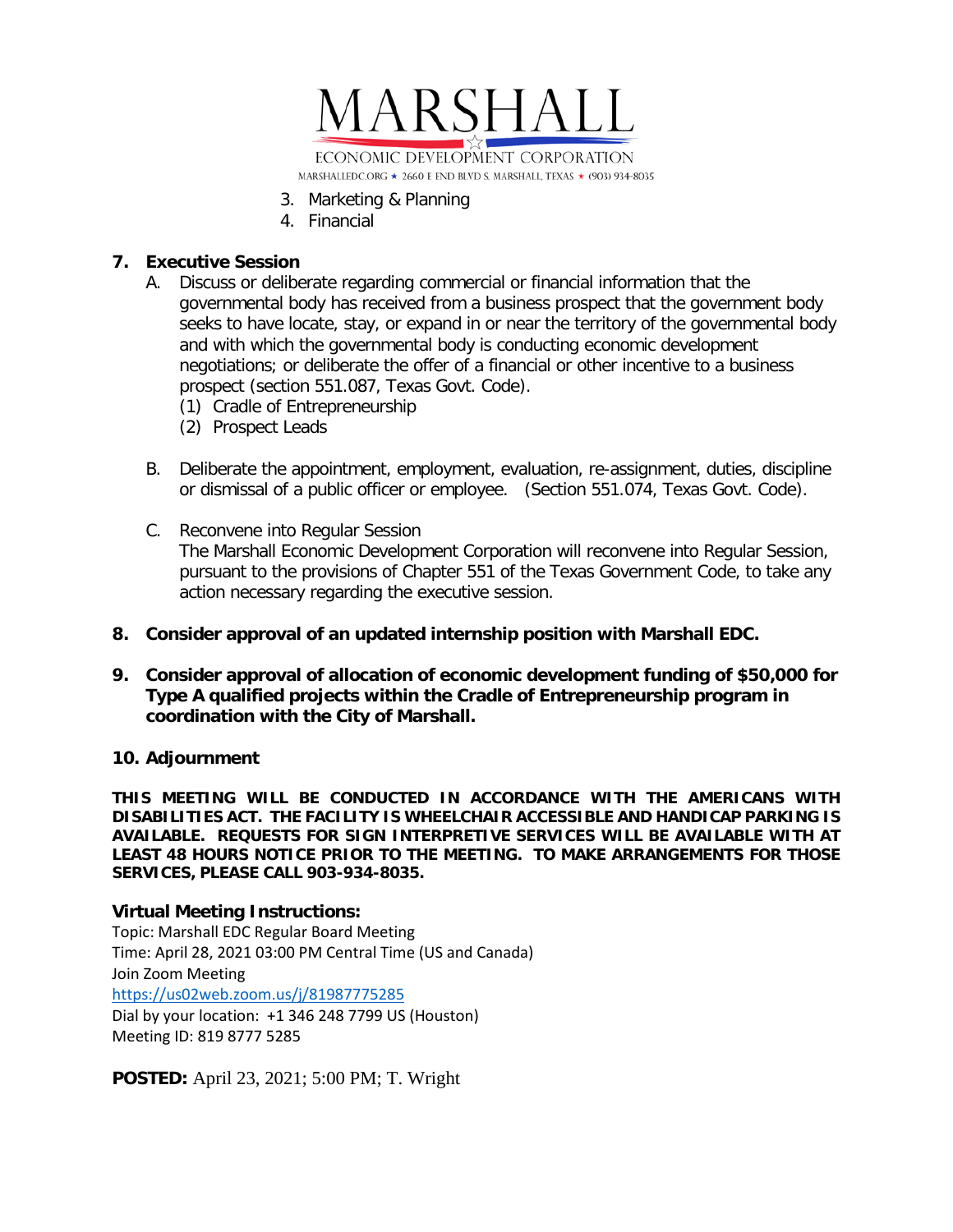3. Marketing & Planning
4. Financial

**7. Executive Session**

A. Discuss or deliberate regarding commercial or financial information that the governmental body has received from a business prospect that the government body seeks to have locate, stay, or expand in or near the territory of the governmental body and with which the governmental body is conducting economic development negotiations; or deliberate the offer of a financial or other incentive to a business prospect (section 551.087, Texas Govt. Code).
   (1) Cradle of Entrepreneurship
   (2) Prospect Leads

B. Deliberate the appointment, employment, evaluation, re-assignment, duties, discipline or dismissal of a public officer or employee. (Section 551.074, Texas Govt. Code).

C. Reconvene into Regular Session
   The Marshall Economic Development Corporation will reconvene into Regular Session, pursuant to the provisions of Chapter 551 of the Texas Government Code, to take any action necessary regarding the executive session.

**8. Consider approval of an updated internship position with Marshall EDC.**

**9. Consider approval of allocation of economic development funding of $50,000 for Type A qualified projects within the Cradle of Entrepreneurship program in coordination with the City of Marshall.**

**10. Adjournment**

**THIS MEETING WILL BE CONDUCTED IN ACCORDANCE WITH THE AMERICANS WITH DISABILITIES ACT. THE FACILITY IS WHEELCHAIR ACCESSIBLE AND HANDICAP PARKING IS AVAILABLE. REQUESTS FOR SIGN INTERPRETIVE SERVICES WILL BE AVAILABLE WITH AT LEAST 48 HOURS NOTICE PRIOR TO THE MEETING. TO MAKE ARRANGEMENTS FOR THOSE SERVICES, PLEASE CALL 903-934-8035.**

**Virtual Meeting Instructions:**

Topic: Marshall EDC Regular Board Meeting
Time: April 28, 2021 03:00 PM Central Time (US and Canada)
Join Zoom Meeting
https://us02web.zoom.us/j/81987775285
Dial by your location: +1 346 248 7799 US (Houston)
Meeting ID: 819 8777 5285

**POSTED:** April 23, 2021; 5:00 PM; T. Wright